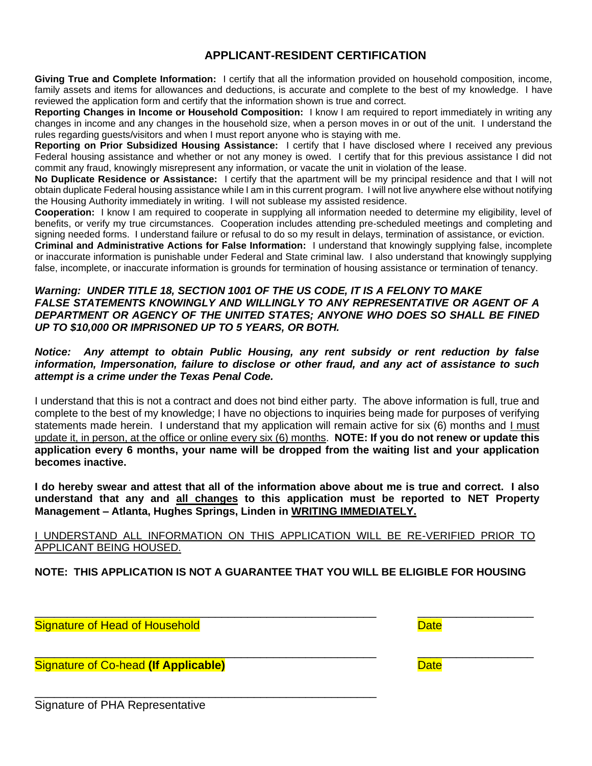## APPLICANT-RESIDENT CERTIFICATION

**Giving True and Complete Information:** I certify that all the information provided on household composition, income, family assets and items for allowances and deductions, is accurate and complete to the best of my knowledge. I have reviewed the application form and certify that the information shown is true and correct.

**Reporting Changes in Income or Household Composition:** I know I am required to report immediately in writing any changes in income and any changes in the household size, when a person moves in or out of the unit. I understand the rules regarding guests/visitors and when I must report anyone who is staying with me.

**Reporting on Prior Subsidized Housing Assistance:** I certify that I have disclosed where I received any previous Federal housing assistance and whether or not any money is owed. I certify that for this previous assistance I did not commit any fraud, knowingly misrepresent any information, or vacate the unit in violation of the lease.

**No Duplicate Residence or Assistance:** I certify that the apartment will be my principal residence and that I will not obtain duplicate Federal housing assistance while I am in this current program. I will not live anywhere else without notifying the Housing Authority immediately in writing. I will not sublease my assisted residence.

**Cooperation:** I know I am required to cooperate in supplying all information needed to determine my eligibility, level of benefits, or verify my true circumstances. Cooperation includes attending pre-scheduled meetings and completing and signing needed forms. I understand failure or refusal to do so my result in delays, termination of assistance, or eviction.

**Criminal and Administrative Actions for False Information:** I understand that knowingly supplying false, incomplete or inaccurate information is punishable under Federal and State criminal law. I also understand that knowingly supplying false, incomplete, or inaccurate information is grounds for termination of housing assistance or termination of tenancy.

***Warning: UNDER TITLE 18, SECTION 1001 OF THE US CODE, IT IS A FELONY TO MAKE FALSE STATEMENTS KNOWINGLY AND WILLINGLY TO ANY REPRESENTATIVE OR AGENT OF A DEPARTMENT OR AGENCY OF THE UNITED STATES; ANYONE WHO DOES SO SHALL BE FINED UP TO $10,000 OR IMPRISONED UP TO 5 YEARS, OR BOTH.***

***Notice: Any attempt to obtain Public Housing, any rent subsidy or rent reduction by false information, Impersonation, failure to disclose or other fraud, and any act of assistance to such attempt is a crime under the Texas Penal Code.***

I understand that this is not a contract and does not bind either party. The above information is full, true and complete to the best of my knowledge; I have no objections to inquiries being made for purposes of verifying statements made herein. I understand that my application will remain active for six (6) months and I must update it, in person, at the office or online every six (6) months. **NOTE: If you do not renew or update this application every 6 months, your name will be dropped from the waiting list and your application becomes inactive.**

**I do hereby swear and attest that all of the information above about me is true and correct. I also understand that any and all changes to this application must be reported to NET Property Management – Atlanta, Hughes Springs, Linden in WRITING IMMEDIATELY.**

I UNDERSTAND ALL INFORMATION ON THIS APPLICATION WILL BE RE-VERIFIED PRIOR TO APPLICANT BEING HOUSED.

**NOTE: THIS APPLICATION IS NOT A GUARANTEE THAT YOU WILL BE ELIGIBLE FOR HOUSING**

\_\_\_\_\_\_\_\_\_\_\_\_\_\_\_\_\_\_\_\_\_\_\_\_\_\_\_\_\_\_\_\_\_\_\_\_\_\_\_\_\_\_\_\_\_\_\_\_ \_\_\_\_\_\_\_\_\_\_\_\_\_\_\_\_\_\_\_\_
Signature of Head of Household Date

\_\_\_\_\_\_\_\_\_\_\_\_\_\_\_\_\_\_\_\_\_\_\_\_\_\_\_\_\_\_\_\_\_\_\_\_\_\_\_\_\_\_\_\_\_\_\_\_ \_\_\_\_\_\_\_\_\_\_\_\_\_\_\_\_\_\_\_\_
Signature of Co-head **(If Applicable)** Date

\_\_\_\_\_\_\_\_\_\_\_\_\_\_\_\_\_\_\_\_\_\_\_\_\_\_\_\_\_\_\_\_\_\_\_\_\_\_\_\_\_\_\_\_\_\_\_\_
Signature of PHA Representative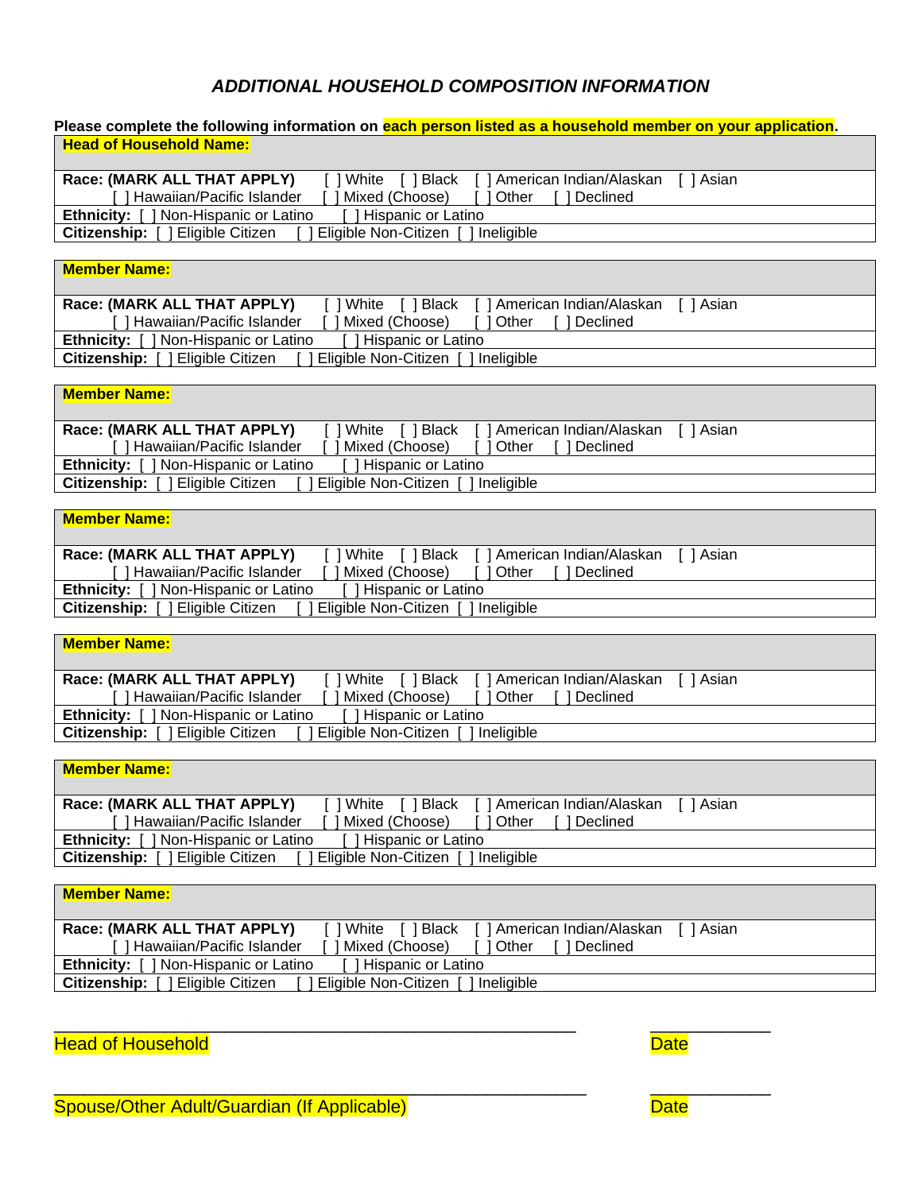## *ADDITIONAL HOUSEHOLD COMPOSITION INFORMATION*

**Please complete the following information on each person listed as a household member on your application.**

| **Head of Household Name:** |
|---|
| **Race: (MARK ALL THAT APPLY)** [ ] White [ ] Black [ ] American Indian/Alaskan [ ] Asian [ ] Hawaiian/Pacific Islander [ ] Mixed (Choose) [ ] Other [ ] Declined |
| **Ethnicity:** [ ] Non-Hispanic or Latino [ ] Hispanic or Latino |
| **Citizenship:** [ ] Eligible Citizen [ ] Eligible Non-Citizen [ ] Ineligible |

| **Member Name:** |
|---|
| **Race: (MARK ALL THAT APPLY)** [ ] White [ ] Black [ ] American Indian/Alaskan [ ] Asian [ ] Hawaiian/Pacific Islander [ ] Mixed (Choose) [ ] Other [ ] Declined |
| **Ethnicity:** [ ] Non-Hispanic or Latino [ ] Hispanic or Latino |
| **Citizenship:** [ ] Eligible Citizen [ ] Eligible Non-Citizen [ ] Ineligible |

| **Member Name:** |
|---|
| **Race: (MARK ALL THAT APPLY)** [ ] White [ ] Black [ ] American Indian/Alaskan [ ] Asian [ ] Hawaiian/Pacific Islander [ ] Mixed (Choose) [ ] Other [ ] Declined |
| **Ethnicity:** [ ] Non-Hispanic or Latino [ ] Hispanic or Latino |
| **Citizenship:** [ ] Eligible Citizen [ ] Eligible Non-Citizen [ ] Ineligible |

| **Member Name:** |
|---|
| **Race: (MARK ALL THAT APPLY)** [ ] White [ ] Black [ ] American Indian/Alaskan [ ] Asian [ ] Hawaiian/Pacific Islander [ ] Mixed (Choose) [ ] Other [ ] Declined |
| **Ethnicity:** [ ] Non-Hispanic or Latino [ ] Hispanic or Latino |
| **Citizenship:** [ ] Eligible Citizen [ ] Eligible Non-Citizen [ ] Ineligible |

| **Member Name:** |
|---|
| **Race: (MARK ALL THAT APPLY)** [ ] White [ ] Black [ ] American Indian/Alaskan [ ] Asian [ ] Hawaiian/Pacific Islander [ ] Mixed (Choose) [ ] Other [ ] Declined |
| **Ethnicity:** [ ] Non-Hispanic or Latino [ ] Hispanic or Latino |
| **Citizenship:** [ ] Eligible Citizen [ ] Eligible Non-Citizen [ ] Ineligible |

| **Member Name:** |
|---|
| **Race: (MARK ALL THAT APPLY)** [ ] White [ ] Black [ ] American Indian/Alaskan [ ] Asian [ ] Hawaiian/Pacific Islander [ ] Mixed (Choose) [ ] Other [ ] Declined |
| **Ethnicity:** [ ] Non-Hispanic or Latino [ ] Hispanic or Latino |
| **Citizenship:** [ ] Eligible Citizen [ ] Eligible Non-Citizen [ ] Ineligible |

| **Member Name:** |
|---|
| **Race: (MARK ALL THAT APPLY)** [ ] White [ ] Black [ ] American Indian/Alaskan [ ] Asian [ ] Hawaiian/Pacific Islander [ ] Mixed (Choose) [ ] Other [ ] Declined |
| **Ethnicity:** [ ] Non-Hispanic or Latino [ ] Hispanic or Latino |
| **Citizenship:** [ ] Eligible Citizen [ ] Eligible Non-Citizen [ ] Ineligible |

_______________________________________________ _____________

Head of Household Date

_______________________________________________ _____________

Spouse/Other Adult/Guardian (If Applicable) Date